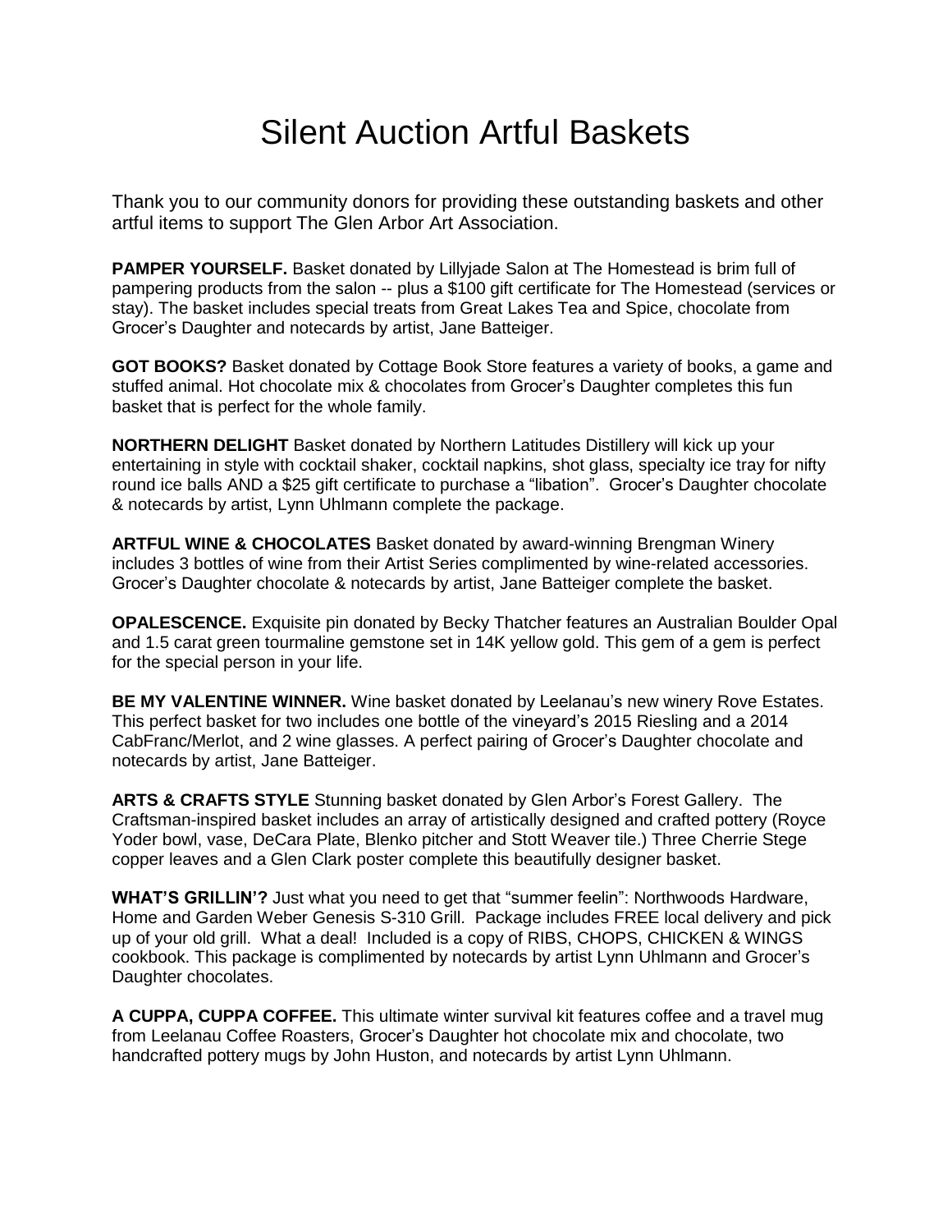# Silent Auction Artful Baskets

Thank you to our community donors for providing these outstanding baskets and other artful items to support The Glen Arbor Art Association.

**PAMPER YOURSELF.** Basket donated by Lillyjade Salon at The Homestead is brim full of pampering products from the salon -- plus a $100 gift certificate for The Homestead (services or stay). The basket includes special treats from Great Lakes Tea and Spice, chocolate from Grocer's Daughter and notecards by artist, Jane Batteiger.

**GOT BOOKS?** Basket donated by Cottage Book Store features a variety of books, a game and stuffed animal. Hot chocolate mix & chocolates from Grocer's Daughter completes this fun basket that is perfect for the whole family.

**NORTHERN DELIGHT** Basket donated by Northern Latitudes Distillery will kick up your entertaining in style with cocktail shaker, cocktail napkins, shot glass, specialty ice tray for nifty round ice balls AND a $25 gift certificate to purchase a "libation". Grocer's Daughter chocolate & notecards by artist, Lynn Uhlmann complete the package.

**ARTFUL WINE & CHOCOLATES** Basket donated by award-winning Brengman Winery includes 3 bottles of wine from their Artist Series complimented by wine-related accessories. Grocer's Daughter chocolate & notecards by artist, Jane Batteiger complete the basket.

**OPALESCENCE.** Exquisite pin donated by Becky Thatcher features an Australian Boulder Opal and 1.5 carat green tourmaline gemstone set in 14K yellow gold. This gem of a gem is perfect for the special person in your life.

**BE MY VALENTINE WINNER.** Wine basket donated by Leelanau's new winery Rove Estates. This perfect basket for two includes one bottle of the vineyard's 2015 Riesling and a 2014 CabFranc/Merlot, and 2 wine glasses. A perfect pairing of Grocer's Daughter chocolate and notecards by artist, Jane Batteiger.

**ARTS & CRAFTS STYLE** Stunning basket donated by Glen Arbor's Forest Gallery. The Craftsman-inspired basket includes an array of artistically designed and crafted pottery (Royce Yoder bowl, vase, DeCara Plate, Blenko pitcher and Stott Weaver tile.) Three Cherrie Stege copper leaves and a Glen Clark poster complete this beautifully designer basket.

**WHAT'S GRILLIN'?** Just what you need to get that "summer feelin": Northwoods Hardware, Home and Garden Weber Genesis S-310 Grill. Package includes FREE local delivery and pick up of your old grill. What a deal! Included is a copy of RIBS, CHOPS, CHICKEN & WINGS cookbook. This package is complimented by notecards by artist Lynn Uhlmann and Grocer's Daughter chocolates.

**A CUPPA, CUPPA COFFEE.** This ultimate winter survival kit features coffee and a travel mug from Leelanau Coffee Roasters, Grocer's Daughter hot chocolate mix and chocolate, two handcrafted pottery mugs by John Huston, and notecards by artist Lynn Uhlmann.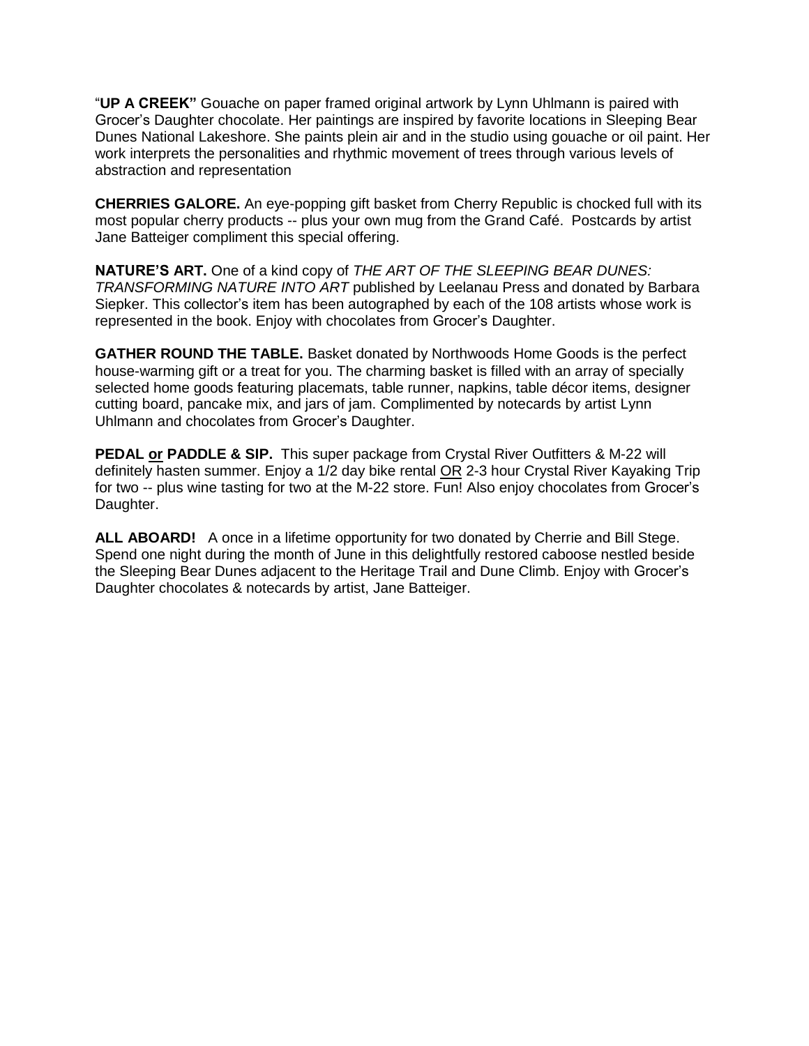“**UP A CREEK”** Gouache on paper framed original artwork by Lynn Uhlmann is paired with Grocer’s Daughter chocolate. Her paintings are inspired by favorite locations in Sleeping Bear Dunes National Lakeshore. She paints plein air and in the studio using gouache or oil paint. Her work interprets the personalities and rhythmic movement of trees through various levels of abstraction and representation

**CHERRIES GALORE.** An eye-popping gift basket from Cherry Republic is chocked full with its most popular cherry products -- plus your own mug from the Grand Café. Postcards by artist Jane Batteiger compliment this special offering.

**NATURE’S ART.** One of a kind copy of *THE ART OF THE SLEEPING BEAR DUNES: TRANSFORMING NATURE INTO ART* published by Leelanau Press and donated by Barbara Siepker. This collector’s item has been autographed by each of the 108 artists whose work is represented in the book. Enjoy with chocolates from Grocer’s Daughter.

**GATHER ROUND THE TABLE.** Basket donated by Northwoods Home Goods is the perfect house-warming gift or a treat for you. The charming basket is filled with an array of specially selected home goods featuring placemats, table runner, napkins, table décor items, designer cutting board, pancake mix, and jars of jam. Complimented by notecards by artist Lynn Uhlmann and chocolates from Grocer’s Daughter.

**PEDAL <u>or</u> PADDLE & SIP.** This super package from Crystal River Outfitters & M-22 will definitely hasten summer. Enjoy a 1/2 day bike rental <u>OR</u> 2-3 hour Crystal River Kayaking Trip for two -- plus wine tasting for two at the M-22 store. Fun! Also enjoy chocolates from Grocer’s Daughter.

**ALL ABOARD!** A once in a lifetime opportunity for two donated by Cherrie and Bill Stege. Spend one night during the month of June in this delightfully restored caboose nestled beside the Sleeping Bear Dunes adjacent to the Heritage Trail and Dune Climb. Enjoy with Grocer’s Daughter chocolates & notecards by artist, Jane Batteiger.